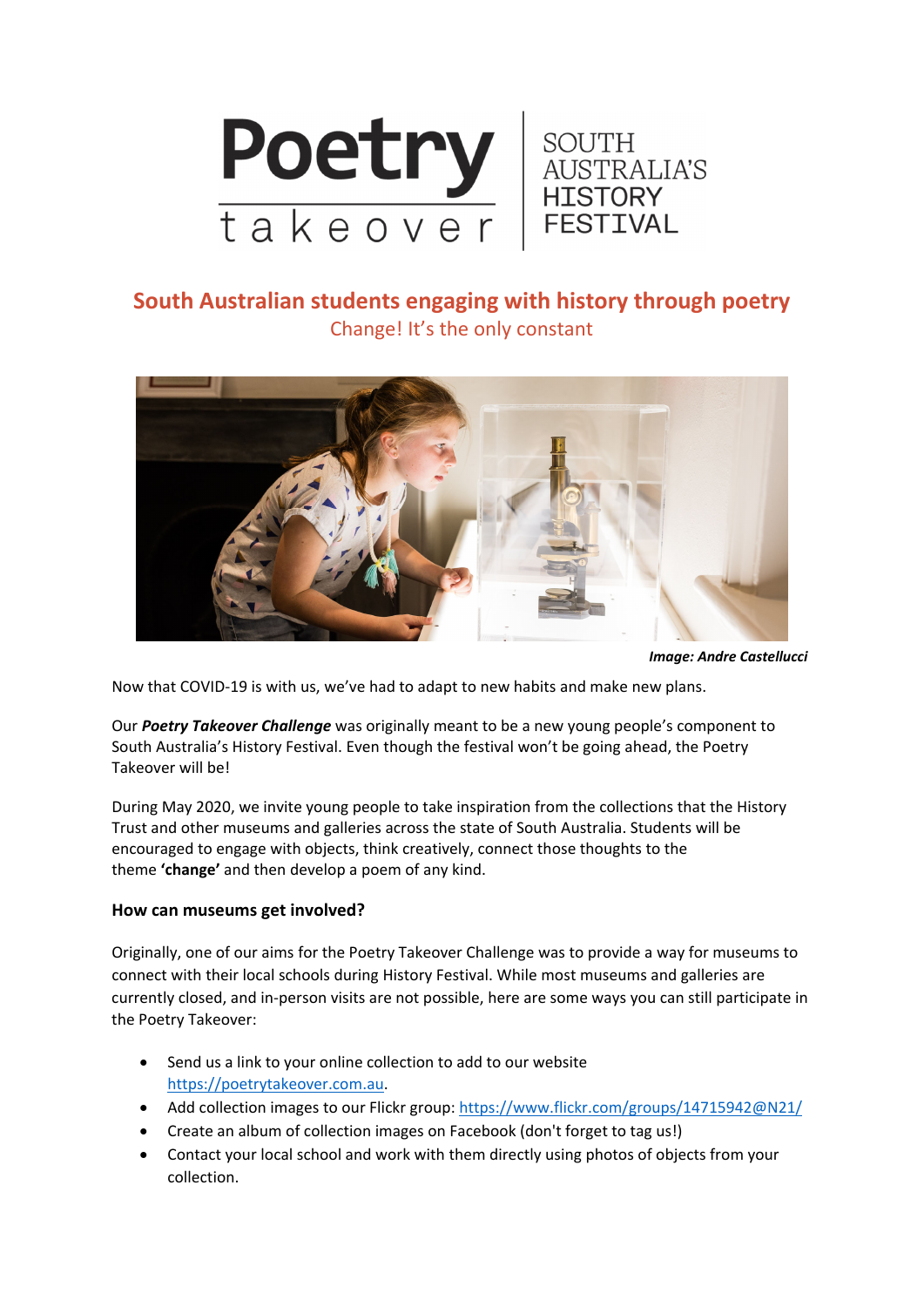Poetry takeover | SOUTH AUSTRALIA'S HISTORY FESTIVAL

## South Australian students engaging with history through poetry

Change! It's the only constant

***Image: Andre Castellucci***

Now that COVID-19 is with us, we've had to adapt to new habits and make new plans.

Our ***Poetry Takeover Challenge*** was originally meant to be a new young people's component to South Australia's History Festival. Even though the festival won't be going ahead, the Poetry Takeover will be!

During May 2020, we invite young people to take inspiration from the collections that the History Trust and other museums and galleries across the state of South Australia. Students will be encouraged to engage with objects, think creatively, connect those thoughts to the theme **'change'** and then develop a poem of any kind.

### How can museums get involved?

Originally, one of our aims for the Poetry Takeover Challenge was to provide a way for museums to connect with their local schools during History Festival. While most museums and galleries are currently closed, and in-person visits are not possible, here are some ways you can still participate in the Poetry Takeover:

- Send us a link to your online collection to add to our website https://poetrytakeover.com.au.
- Add collection images to our Flickr group: https://www.flickr.com/groups/14715942@N21/
- Create an album of collection images on Facebook (don't forget to tag us!)
- Contact your local school and work with them directly using photos of objects from your collection.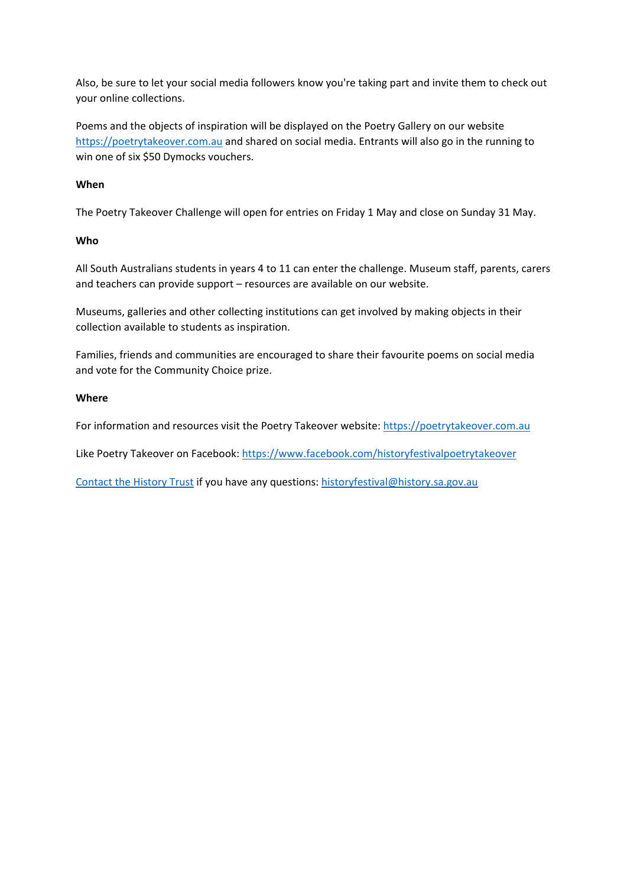Also, be sure to let your social media followers know you're taking part and invite them to check out your online collections.

Poems and the objects of inspiration will be displayed on the Poetry Gallery on our website [https://poetrytakeover.com.au](https://poetrytakeover.com.au) and shared on social media. Entrants will also go in the running to win one of six $50 Dymocks vouchers.

**When**

The Poetry Takeover Challenge will open for entries on Friday 1 May and close on Sunday 31 May.

**Who**

All South Australians students in years 4 to 11 can enter the challenge. Museum staff, parents, carers and teachers can provide support – resources are available on our website.

Museums, galleries and other collecting institutions can get involved by making objects in their collection available to students as inspiration.

Families, friends and communities are encouraged to share their favourite poems on social media and vote for the Community Choice prize.

**Where**

For information and resources visit the Poetry Takeover website: [https://poetrytakeover.com.au](https://poetrytakeover.com.au)

Like Poetry Takeover on Facebook: [https://www.facebook.com/historyfestivalpoetrytakeover](https://www.facebook.com/historyfestivalpoetrytakeover)

Contact the History Trust if you have any questions: [historyfestival@history.sa.gov.au](mailto:historyfestival@history.sa.gov.au)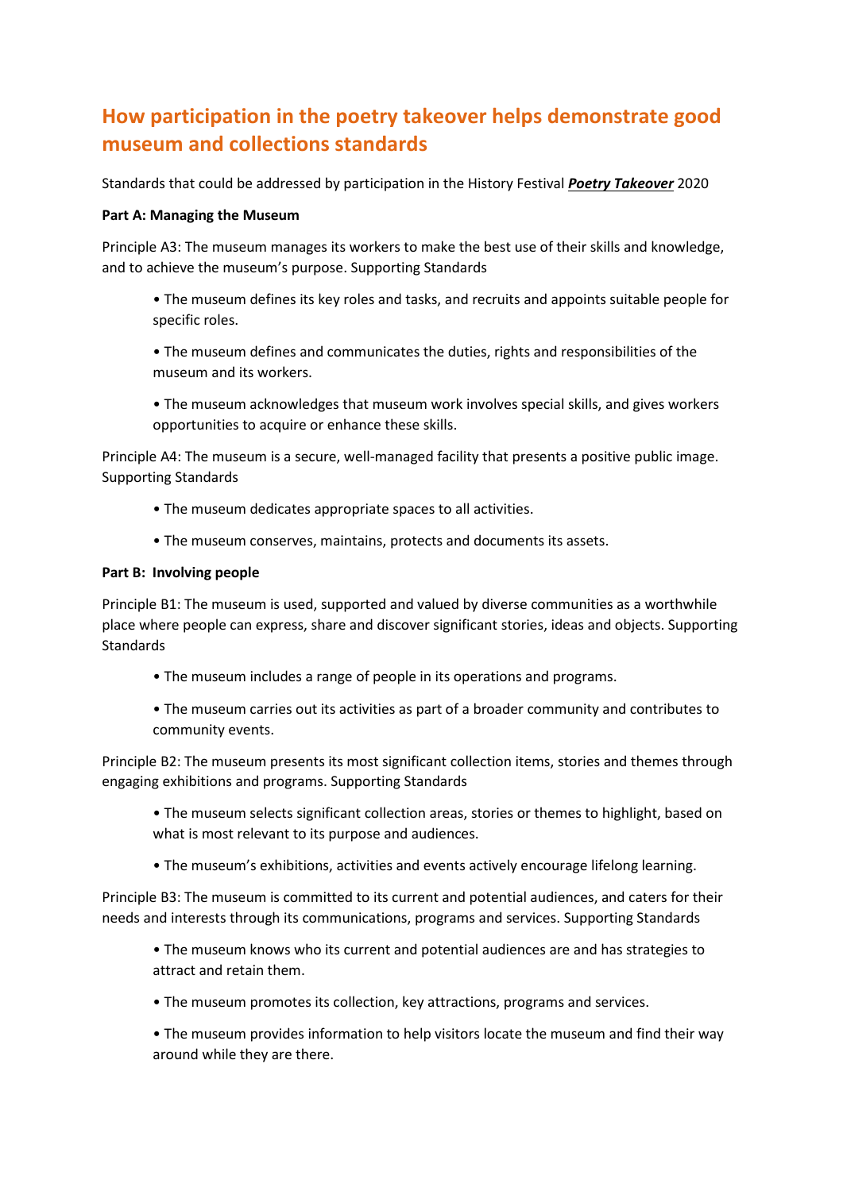## How participation in the poetry takeover helps demonstrate good museum and collections standards

Standards that could be addressed by participation in the History Festival ***Poetry Takeover*** 2020

**Part A: Managing the Museum**

Principle A3: The museum manages its workers to make the best use of their skills and knowledge, and to achieve the museum's purpose. Supporting Standards

- The museum defines its key roles and tasks, and recruits and appoints suitable people for specific roles.
- The museum defines and communicates the duties, rights and responsibilities of the museum and its workers.
- The museum acknowledges that museum work involves special skills, and gives workers opportunities to acquire or enhance these skills.

Principle A4: The museum is a secure, well-managed facility that presents a positive public image. Supporting Standards

- The museum dedicates appropriate spaces to all activities.
- The museum conserves, maintains, protects and documents its assets.

**Part B: Involving people**

Principle B1: The museum is used, supported and valued by diverse communities as a worthwhile place where people can express, share and discover significant stories, ideas and objects. Supporting Standards

- The museum includes a range of people in its operations and programs.
- The museum carries out its activities as part of a broader community and contributes to community events.

Principle B2: The museum presents its most significant collection items, stories and themes through engaging exhibitions and programs. Supporting Standards

- The museum selects significant collection areas, stories or themes to highlight, based on what is most relevant to its purpose and audiences.
- The museum's exhibitions, activities and events actively encourage lifelong learning.

Principle B3: The museum is committed to its current and potential audiences, and caters for their needs and interests through its communications, programs and services. Supporting Standards

- The museum knows who its current and potential audiences are and has strategies to attract and retain them.
- The museum promotes its collection, key attractions, programs and services.
- The museum provides information to help visitors locate the museum and find their way around while they are there.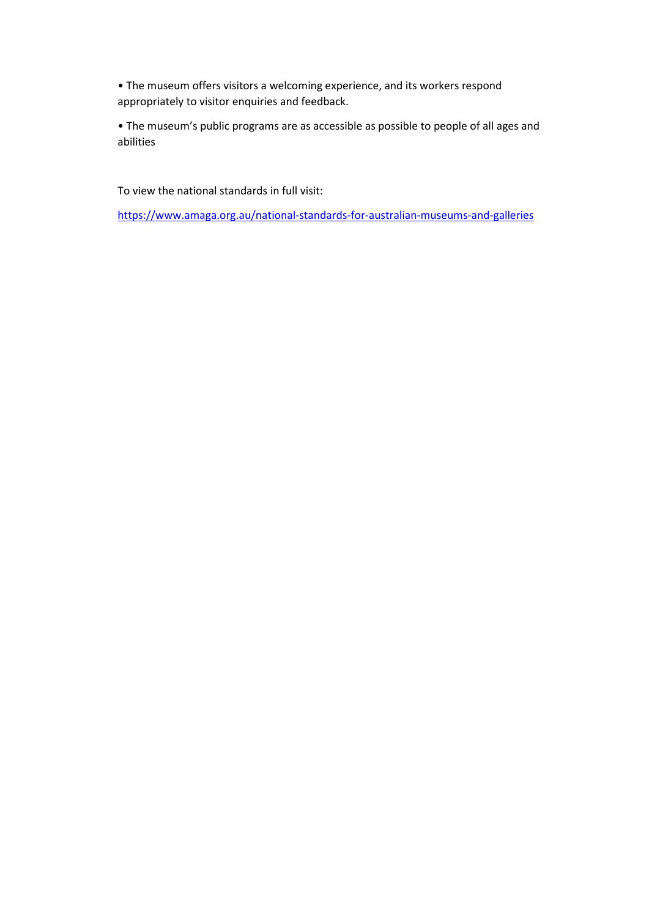- The museum offers visitors a welcoming experience, and its workers respond appropriately to visitor enquiries and feedback.
- The museum's public programs are as accessible as possible to people of all ages and abilities

To view the national standards in full visit:

https://www.amaga.org.au/national-standards-for-australian-museums-and-galleries